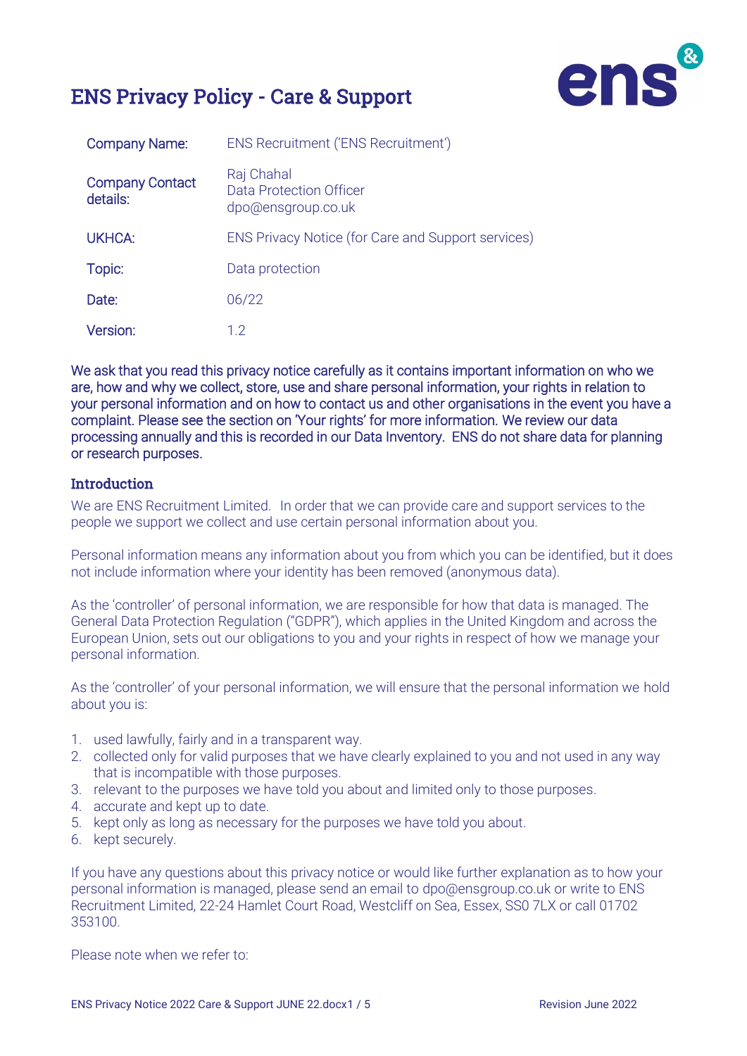# ENS Privacy Policy - Care & Support

| | |
|---|---|
| Company Name: | ENS Recruitment ('ENS Recruitment') |
| Company Contact details: | Raj Chahal<br>Data Protection Officer<br>dpo@ensgroup.co.uk |
| UKHCA: | ENS Privacy Notice (for Care and Support services) |
| Topic: | Data protection |
| Date: | 06/22 |
| Version: | 1.2 |

We ask that you read this privacy notice carefully as it contains important information on who we are, how and why we collect, store, use and share personal information, your rights in relation to your personal information and on how to contact us and other organisations in the event you have a complaint. Please see the section on 'Your rights' for more information. We review our data processing annually and this is recorded in our Data Inventory. ENS do not share data for planning or research purposes.

## Introduction

We are ENS Recruitment Limited. In order that we can provide care and support services to the people we support we collect and use certain personal information about you.

Personal information means any information about you from which you can be identified, but it does not include information where your identity has been removed (anonymous data).

As the 'controller' of personal information, we are responsible for how that data is managed. The General Data Protection Regulation ("GDPR"), which applies in the United Kingdom and across the European Union, sets out our obligations to you and your rights in respect of how we manage your personal information.

As the 'controller' of your personal information, we will ensure that the personal information we hold about you is:

1. used lawfully, fairly and in a transparent way.
2. collected only for valid purposes that we have clearly explained to you and not used in any way that is incompatible with those purposes.
3. relevant to the purposes we have told you about and limited only to those purposes.
4. accurate and kept up to date.
5. kept only as long as necessary for the purposes we have told you about.
6. kept securely.

If you have any questions about this privacy notice or would like further explanation as to how your personal information is managed, please send an email to dpo@ensgroup.co.uk or write to ENS Recruitment Limited, 22-24 Hamlet Court Road, Westcliff on Sea, Essex, SS0 7LX or call 01702 353100.

Please note when we refer to: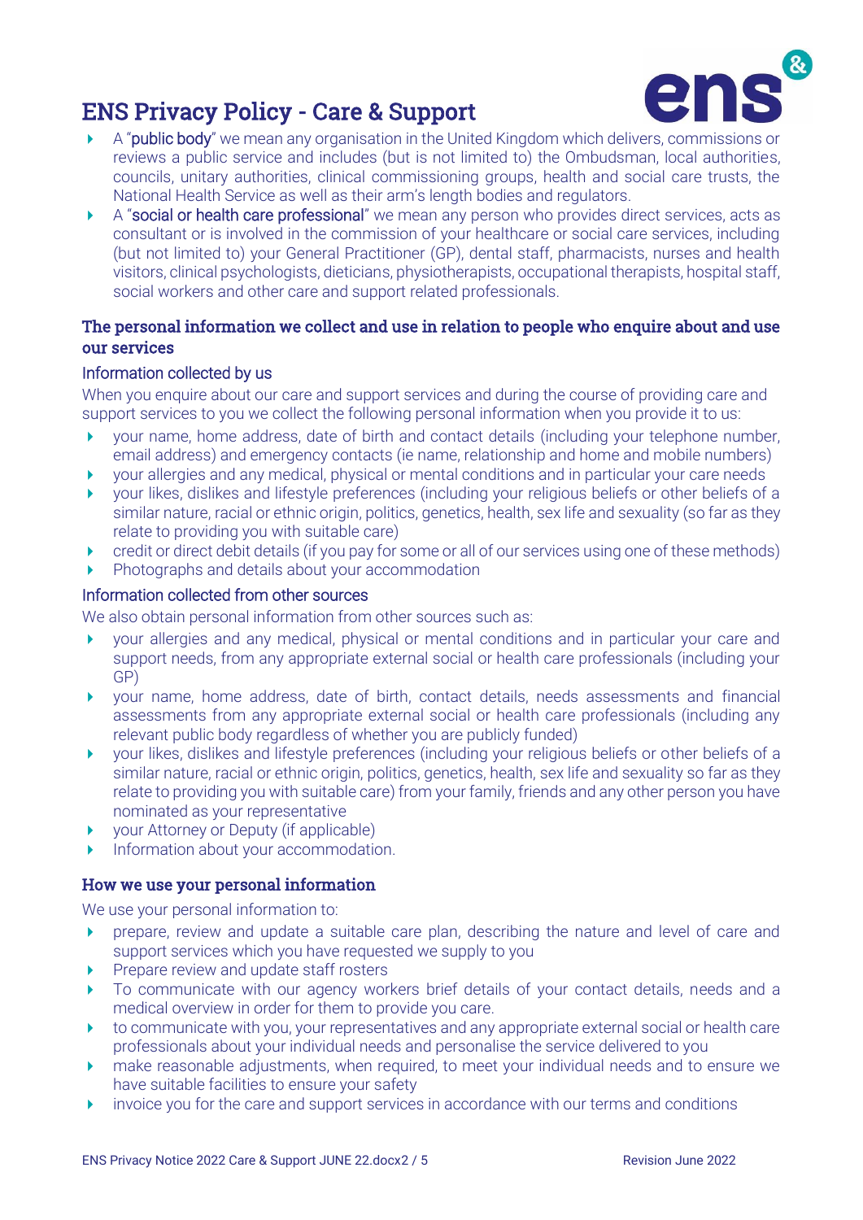- A "**public body**" we mean any organisation in the United Kingdom which delivers, commissions or reviews a public service and includes (but is not limited to) the Ombudsman, local authorities, councils, unitary authorities, clinical commissioning groups, health and social care trusts, the National Health Service as well as their arm's length bodies and regulators.
- A "**social or health care professional**" we mean any person who provides direct services, acts as consultant or is involved in the commission of your healthcare or social care services, including (but not limited to) your General Practitioner (GP), dental staff, pharmacists, nurses and health visitors, clinical psychologists, dieticians, physiotherapists, occupational therapists, hospital staff, social workers and other care and support related professionals.

## The personal information we collect and use in relation to people who enquire about and use our services

### Information collected by us

When you enquire about our care and support services and during the course of providing care and support services to you we collect the following personal information when you provide it to us:

- your name, home address, date of birth and contact details (including your telephone number, email address) and emergency contacts (ie name, relationship and home and mobile numbers)
- your allergies and any medical, physical or mental conditions and in particular your care needs
- your likes, dislikes and lifestyle preferences (including your religious beliefs or other beliefs of a similar nature, racial or ethnic origin, politics, genetics, health, sex life and sexuality (so far as they relate to providing you with suitable care)
- credit or direct debit details (if you pay for some or all of our services using one of these methods)
- Photographs and details about your accommodation

### Information collected from other sources

We also obtain personal information from other sources such as:

- your allergies and any medical, physical or mental conditions and in particular your care and support needs, from any appropriate external social or health care professionals (including your GP)
- your name, home address, date of birth, contact details, needs assessments and financial assessments from any appropriate external social or health care professionals (including any relevant public body regardless of whether you are publicly funded)
- your likes, dislikes and lifestyle preferences (including your religious beliefs or other beliefs of a similar nature, racial or ethnic origin, politics, genetics, health, sex life and sexuality so far as they relate to providing you with suitable care) from your family, friends and any other person you have nominated as your representative
- your Attorney or Deputy (if applicable)
- Information about your accommodation.

## How we use your personal information

We use your personal information to:

- prepare, review and update a suitable care plan, describing the nature and level of care and support services which you have requested we supply to you
- Prepare review and update staff rosters
- To communicate with our agency workers brief details of your contact details, needs and a medical overview in order for them to provide you care.
- to communicate with you, your representatives and any appropriate external social or health care professionals about your individual needs and personalise the service delivered to you
- make reasonable adjustments, when required, to meet your individual needs and to ensure we have suitable facilities to ensure your safety
- invoice you for the care and support services in accordance with our terms and conditions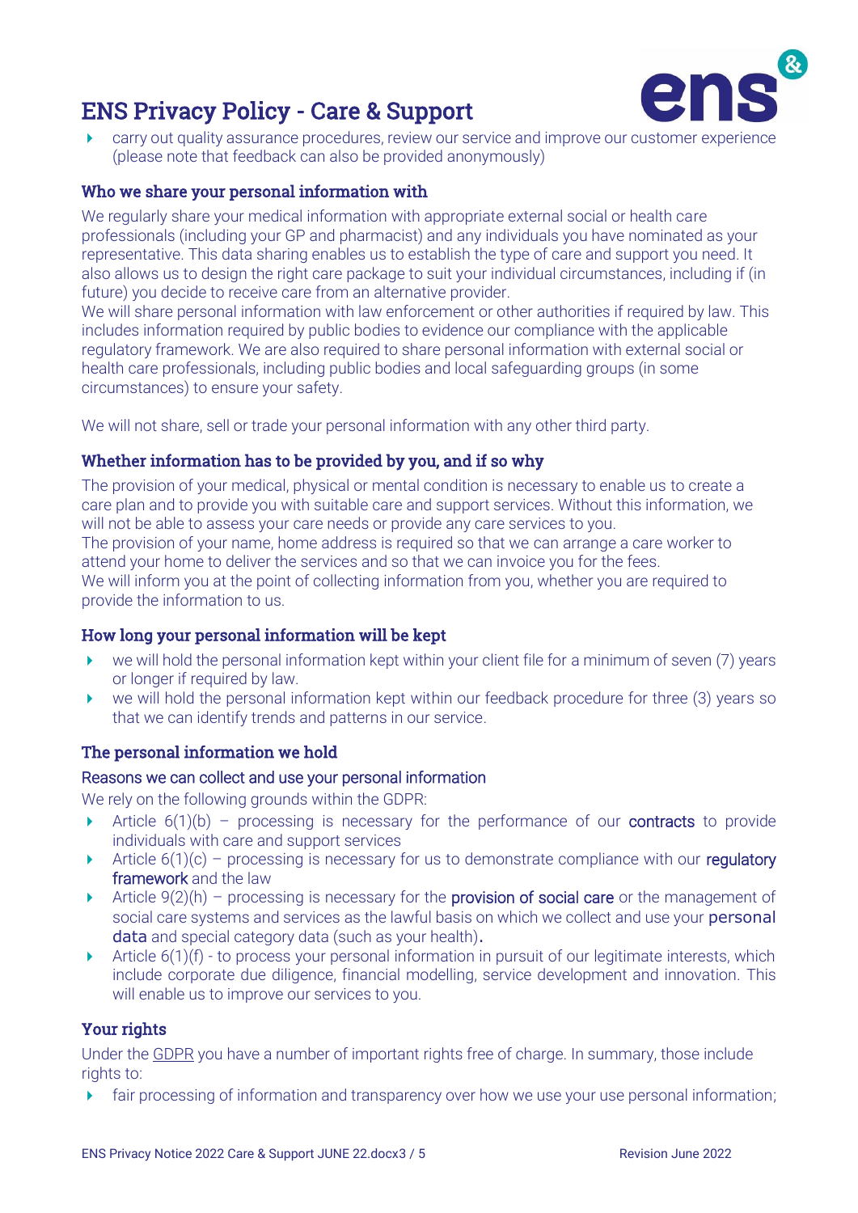- carry out quality assurance procedures, review our service and improve our customer experience (please note that feedback can also be provided anonymously)

### Who we share your personal information with

We regularly share your medical information with appropriate external social or health care professionals (including your GP and pharmacist) and any individuals you have nominated as your representative. This data sharing enables us to establish the type of care and support you need. It also allows us to design the right care package to suit your individual circumstances, including if (in future) you decide to receive care from an alternative provider.
We will share personal information with law enforcement or other authorities if required by law. This includes information required by public bodies to evidence our compliance with the applicable regulatory framework. We are also required to share personal information with external social or health care professionals, including public bodies and local safeguarding groups (in some circumstances) to ensure your safety.

We will not share, sell or trade your personal information with any other third party.

### Whether information has to be provided by you, and if so why

The provision of your medical, physical or mental condition is necessary to enable us to create a care plan and to provide you with suitable care and support services. Without this information, we will not be able to assess your care needs or provide any care services to you.
The provision of your name, home address is required so that we can arrange a care worker to attend your home to deliver the services and so that we can invoice you for the fees.
We will inform you at the point of collecting information from you, whether you are required to provide the information to us.

### How long your personal information will be kept

- we will hold the personal information kept within your client file for a minimum of seven (7) years or longer if required by law.
- we will hold the personal information kept within our feedback procedure for three (3) years so that we can identify trends and patterns in our service.

### The personal information we hold

#### Reasons we can collect and use your personal information

We rely on the following grounds within the GDPR:

- Article 6(1)(b) – processing is necessary for the performance of our contracts to provide individuals with care and support services
- Article 6(1)(c) – processing is necessary for us to demonstrate compliance with our regulatory framework and the law
- Article 9(2)(h) – processing is necessary for the provision of social care or the management of social care systems and services as the lawful basis on which we collect and use your personal data and special category data (such as your health).
- Article 6(1)(f) - to process your personal information in pursuit of our legitimate interests, which include corporate due diligence, financial modelling, service development and innovation. This will enable us to improve our services to you.

### Your rights

Under the GDPR you have a number of important rights free of charge. In summary, those include rights to:

- fair processing of information and transparency over how we use your use personal information;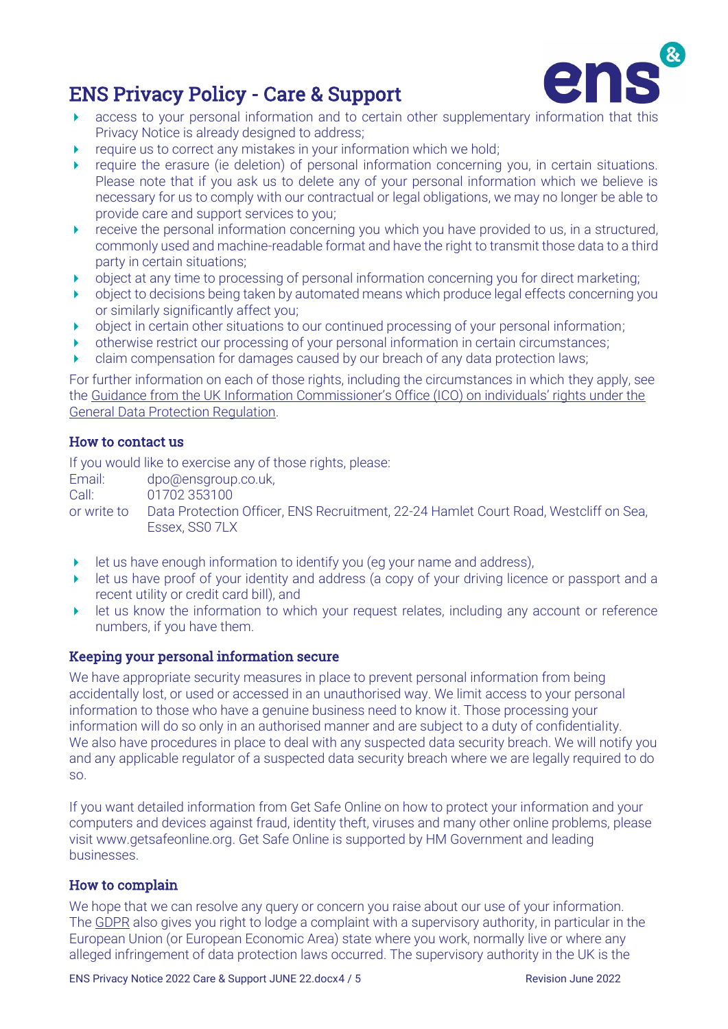- access to your personal information and to certain other supplementary information that this Privacy Notice is already designed to address;
- require us to correct any mistakes in your information which we hold;
- require the erasure (ie deletion) of personal information concerning you, in certain situations. Please note that if you ask us to delete any of your personal information which we believe is necessary for us to comply with our contractual or legal obligations, we may no longer be able to provide care and support services to you;
- receive the personal information concerning you which you have provided to us, in a structured, commonly used and machine-readable format and have the right to transmit those data to a third party in certain situations;
- object at any time to processing of personal information concerning you for direct marketing;
- object to decisions being taken by automated means which produce legal effects concerning you or similarly significantly affect you;
- object in certain other situations to our continued processing of your personal information;
- otherwise restrict our processing of your personal information in certain circumstances;
- claim compensation for damages caused by our breach of any data protection laws;

For further information on each of those rights, including the circumstances in which they apply, see the Guidance from the UK Information Commissioner's Office (ICO) on individuals' rights under the General Data Protection Regulation.

### How to contact us

If you would like to exercise any of those rights, please:

Email: dpo@ensgroup.co.uk,
Call: 01702 353100
or write to Data Protection Officer, ENS Recruitment, 22-24 Hamlet Court Road, Westcliff on Sea, Essex, SS0 7LX

- let us have enough information to identify you (eg your name and address),
- let us have proof of your identity and address (a copy of your driving licence or passport and a recent utility or credit card bill), and
- let us know the information to which your request relates, including any account or reference numbers, if you have them.

### Keeping your personal information secure

We have appropriate security measures in place to prevent personal information from being accidentally lost, or used or accessed in an unauthorised way. We limit access to your personal information to those who have a genuine business need to know it. Those processing your information will do so only in an authorised manner and are subject to a duty of confidentiality. We also have procedures in place to deal with any suspected data security breach. We will notify you and any applicable regulator of a suspected data security breach where we are legally required to do so.

If you want detailed information from Get Safe Online on how to protect your information and your computers and devices against fraud, identity theft, viruses and many other online problems, please visit www.getsafeonline.org. Get Safe Online is supported by HM Government and leading businesses.

### How to complain

We hope that we can resolve any query or concern you raise about our use of your information. The GDPR also gives you right to lodge a complaint with a supervisory authority, in particular in the European Union (or European Economic Area) state where you work, normally live or where any alleged infringement of data protection laws occurred. The supervisory authority in the UK is the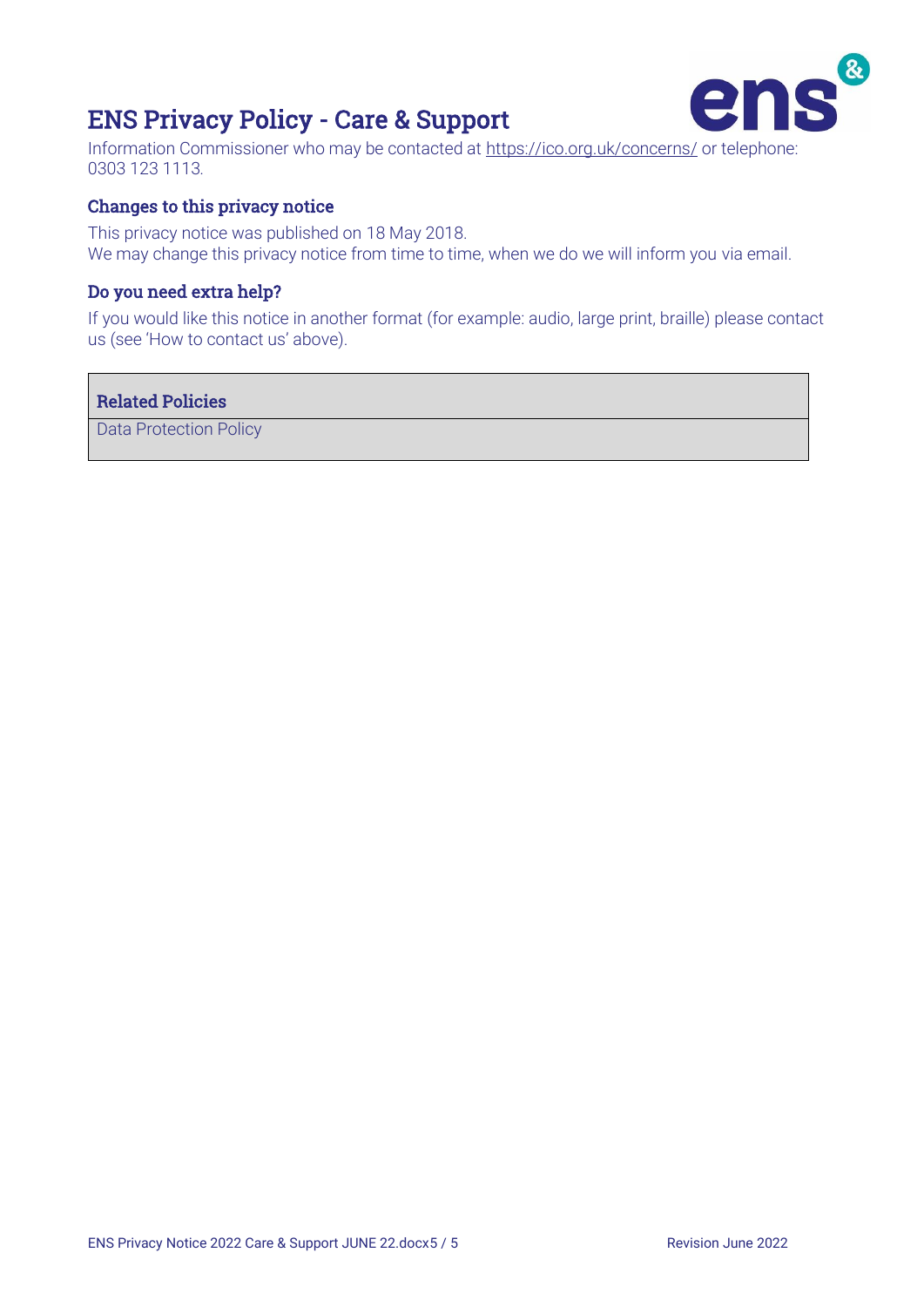Information Commissioner who may be contacted at https://ico.org.uk/concerns/ or telephone: 0303 123 1113.

### Changes to this privacy notice

This privacy notice was published on 18 May 2018.
We may change this privacy notice from time to time, when we do we will inform you via email.

### Do you need extra help?

If you would like this notice in another format (for example: audio, large print, braille) please contact us (see 'How to contact us' above).

| Related Policies |
| --- |
| Data Protection Policy |